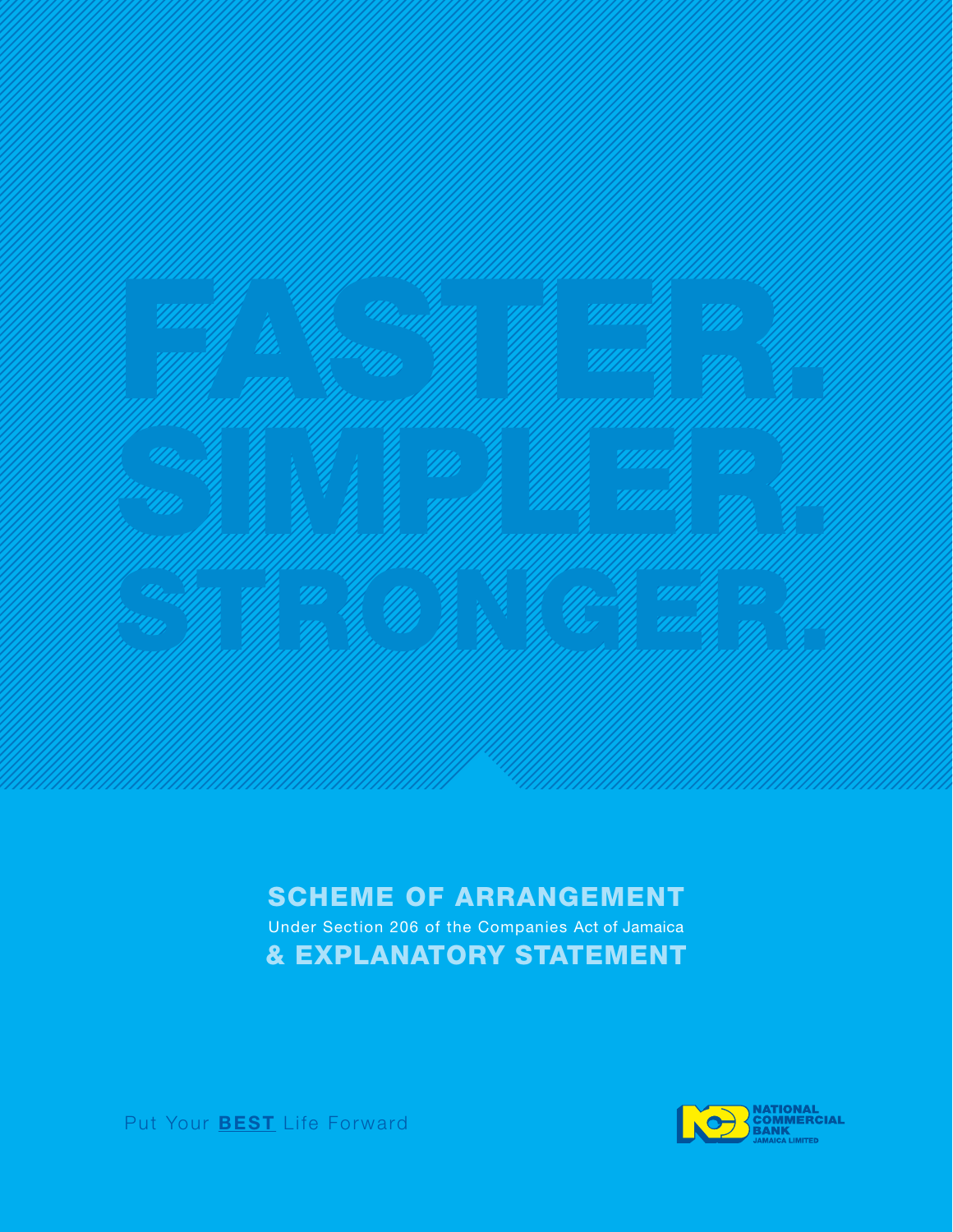FASTER.
SIMPLER.
STRONGER.

# SCHEME OF ARRANGEMENT

Under Section 206 of the Companies Act of Jamaica

# & EXPLANATORY STATEMENT

Put Your **BEST** Life Forward

NATIONAL COMMERCIAL BANK JAMAICA LIMITED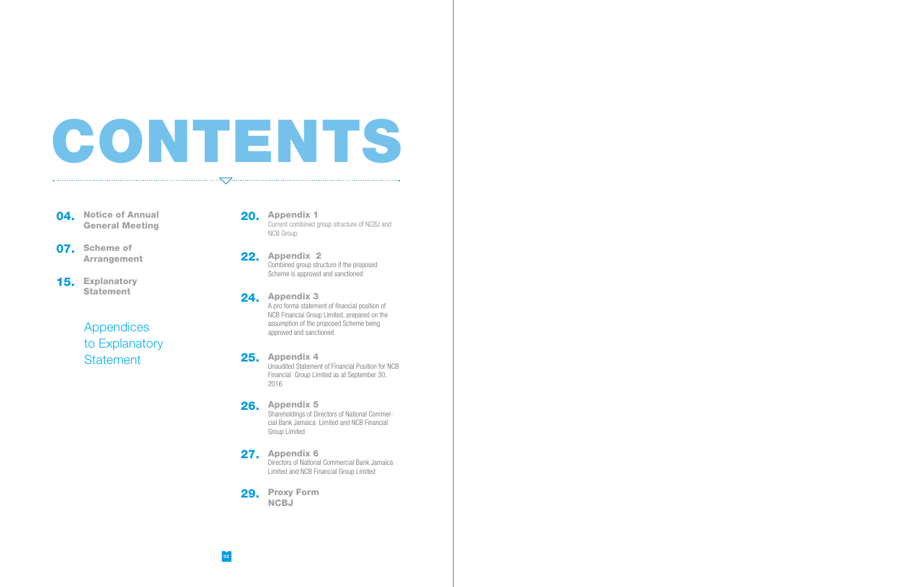# CONTENTS

**04.** **Notice of Annual General Meeting**

**07.** **Scheme of Arrangement**

**15.** **Explanatory Statement**

## Appendices to Explanatory Statement

**20.** **Appendix 1**
Current combined group structure of NCBJ and NCB Group

**22.** **Appendix 2**
Combined group structure if the proposed Scheme is approved and sanctioned

**24.** **Appendix 3**
A pro forma statement of financial position of NCB Financial Group Limited, prepared on the assumption of the proposed Scheme being approved and sanctioned

**25.** **Appendix 4**
Unaudited Statement of Financial Position for NCB Financial Group Limited as at September 30, 2016

**26.** **Appendix 5**
Shareholdings of Directors of National Commercial Bank Jamaica Limited and NCB Financial Group Limited

**27.** **Appendix 6**
Directors of National Commercial Bank Jamaica Limited and NCB Financial Group Limited

**29.** **Proxy Form NCBJ**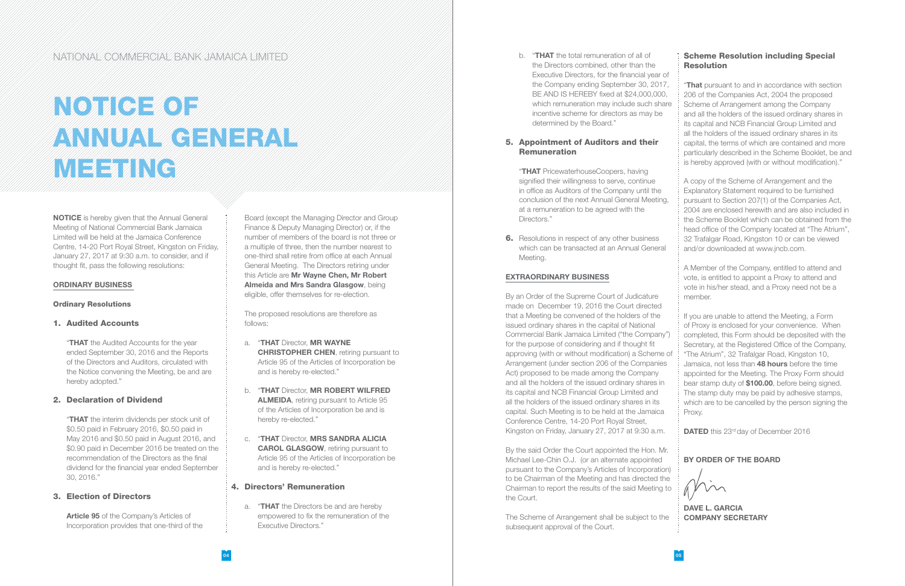NATIONAL COMMERCIAL BANK JAMAICA LIMITED

# NOTICE OF ANNUAL GENERAL MEETING

**NOTICE** is hereby given that the Annual General Meeting of National Commercial Bank Jamaica Limited will be held at the Jamaica Conference Centre, 14-20 Port Royal Street, Kingston on Friday, January 27, 2017 at 9:30 a.m. to consider, and if thought fit, pass the following resolutions:

## ORDINARY BUSINESS

### Ordinary Resolutions

### 1. Audited Accounts

"**THAT** the Audited Accounts for the year ended September 30, 2016 and the Reports of the Directors and Auditors, circulated with the Notice convening the Meeting, be and are hereby adopted."

### 2. Declaration of Dividend

"**THAT** the interim dividends per stock unit of \$0.50 paid in February 2016, \$0.50 paid in May 2016 and \$0.50 paid in August 2016, and \$0.90 paid in December 2016 be treated on the recommendation of the Directors as the final dividend for the financial year ended September 30, 2016."

### 3. Election of Directors

**Article 95** of the Company's Articles of Incorporation provides that one-third of the Board (except the Managing Director and Group Finance & Deputy Managing Director) or, if the number of members of the board is not three or a multiple of three, then the number nearest to one-third shall retire from office at each Annual General Meeting. The Directors retiring under this Article are **Mr Wayne Chen, Mr Robert Almeida and Mrs Sandra Glasgow**, being eligible, offer themselves for re-election.

The proposed resolutions are therefore as follows:

a. "**THAT** Director, **MR WAYNE CHRISTOPHER CHEN**, retiring pursuant to Article 95 of the Articles of Incorporation be and is hereby re-elected."

b. "**THAT** Director, **MR ROBERT WILFRED ALMEIDA**, retiring pursuant to Article 95 of the Articles of Incorporation be and is hereby re-elected."

c. "**THAT** Director, **MRS SANDRA ALICIA CAROL GLASGOW**, retiring pursuant to Article 95 of the Articles of Incorporation be and is hereby re-elected."

### 4. Directors' Remuneration

a. "**THAT** the Directors be and are hereby empowered to fix the remuneration of the Executive Directors."

b. "**THAT** the total remuneration of all of the Directors combined, other than the Executive Directors, for the financial year of the Company ending September 30, 2017, BE AND IS HEREBY fixed at \$24,000,000, which remuneration may include such share incentive scheme for directors as may be determined by the Board."

### 5. Appointment of Auditors and their Remuneration

"**THAT** PricewaterhouseCoopers, having signified their willingness to serve, continue in office as Auditors of the Company until the conclusion of the next Annual General Meeting, at a remuneration to be agreed with the Directors."

**6.** Resolutions in respect of any other business which can be transacted at an Annual General Meeting.

## EXTRAORDINARY BUSINESS

By an Order of the Supreme Court of Judicature made on December 19, 2016 the Court directed that a Meeting be convened of the holders of the issued ordinary shares in the capital of National Commercial Bank Jamaica Limited ("the Company") for the purpose of considering and if thought fit approving (with or without modification) a Scheme of Arrangement (under section 206 of the Companies Act) proposed to be made among the Company and all the holders of the issued ordinary shares in its capital and NCB Financial Group Limited and all the holders of the issued ordinary shares in its capital. Such Meeting is to be held at the Jamaica Conference Centre, 14-20 Port Royal Street, Kingston on Friday, January 27, 2017 at 9:30 a.m.

By the said Order the Court appointed the Hon. Mr. Michael Lee-Chin O.J. (or an alternate appointed pursuant to the Company's Articles of Incorporation) to be Chairman of the Meeting and has directed the Chairman to report the results of the said Meeting to the Court.

The Scheme of Arrangement shall be subject to the subsequent approval of the Court.

### Scheme Resolution including Special Resolution

"**That** pursuant to and in accordance with section 206 of the Companies Act, 2004 the proposed Scheme of Arrangement among the Company and all the holders of the issued ordinary shares in its capital and NCB Financial Group Limited and all the holders of the issued ordinary shares in its capital, the terms of which are contained and more particularly described in the Scheme Booklet, be and is hereby approved (with or without modification)."

A copy of the Scheme of Arrangement and the Explanatory Statement required to be furnished pursuant to Section 207(1) of the Companies Act, 2004 are enclosed herewith and are also included in the Scheme Booklet which can be obtained from the head office of the Company located at "The Atrium", 32 Trafalgar Road, Kingston 10 or can be viewed and/or downloaded at www.jncb.com.

A Member of the Company, entitled to attend and vote, is entitled to appoint a Proxy to attend and vote in his/her stead, and a Proxy need not be a member.

If you are unable to attend the Meeting, a Form of Proxy is enclosed for your convenience. When completed, this Form should be deposited with the Secretary, at the Registered Office of the Company, "The Atrium", 32 Trafalgar Road, Kingston 10, Jamaica, not less than **48 hours** before the time appointed for the Meeting. The Proxy Form should bear stamp duty of **\$100.00**, before being signed. The stamp duty may be paid by adhesive stamps, which are to be cancelled by the person signing the Proxy.

**DATED** this 23rd day of December 2016

**BY ORDER OF THE BOARD**

**DAVE L. GARCIA**
**COMPANY SECRETARY**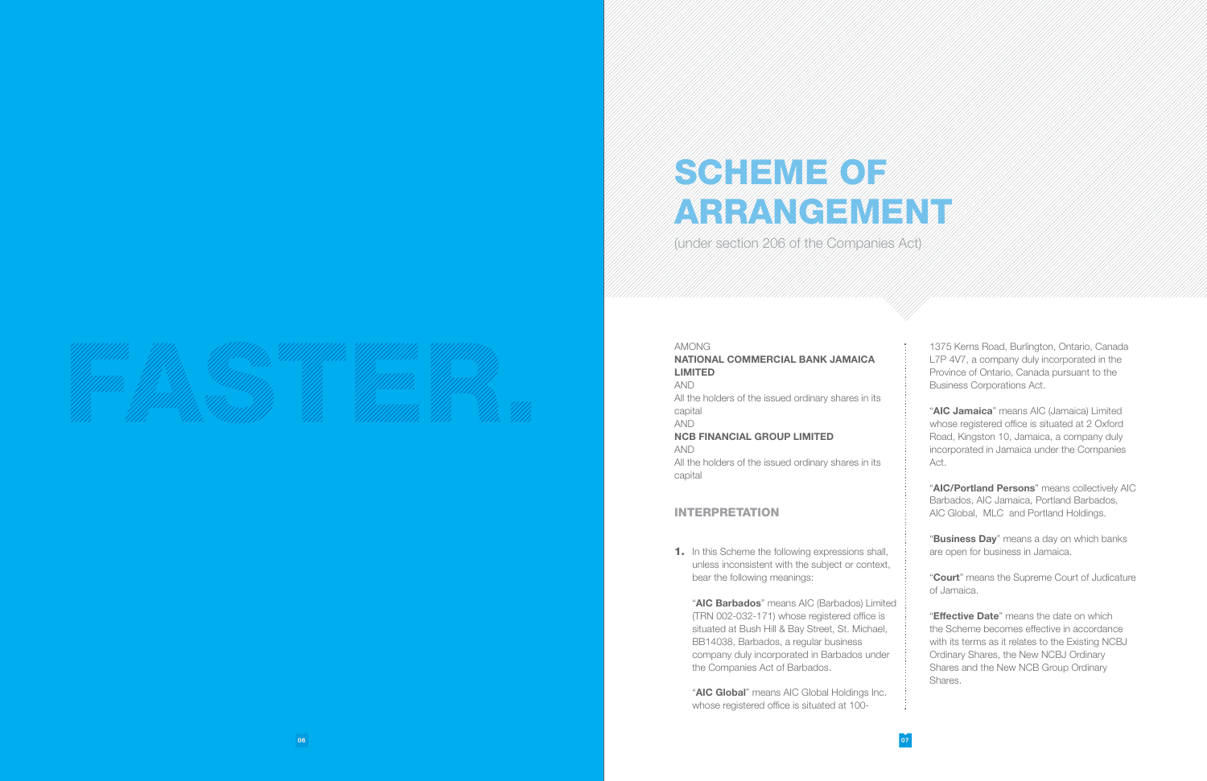FASTER.

# SCHEME OF ARRANGEMENT

(under section 206 of the Companies Act)

AMONG

**NATIONAL COMMERCIAL BANK JAMAICA LIMITED**

AND

All the holders of the issued ordinary shares in its capital

AND

**NCB FINANCIAL GROUP LIMITED**

AND

All the holders of the issued ordinary shares in its capital

## INTERPRETATION

**1.** In this Scheme the following expressions shall, unless inconsistent with the subject or context, bear the following meanings:

"**AIC Barbados**" means AIC (Barbados) Limited (TRN 002-032-171) whose registered office is situated at Bush Hill & Bay Street, St. Michael, BB14038, Barbados, a regular business company duly incorporated in Barbados under the Companies Act of Barbados.

"**AIC Global**" means AIC Global Holdings Inc. whose registered office is situated at 100-1375 Kerns Road, Burlington, Ontario, Canada L7P 4V7, a company duly incorporated in the Province of Ontario, Canada pursuant to the Business Corporations Act.

"**AIC Jamaica**" means AIC (Jamaica) Limited whose registered office is situated at 2 Oxford Road, Kingston 10, Jamaica, a company duly incorporated in Jamaica under the Companies Act.

"**AIC/Portland Persons**" means collectively AIC Barbados, AIC Jamaica, Portland Barbados, AIC Global, MLC and Portland Holdings.

"**Business Day**" means a day on which banks are open for business in Jamaica.

"**Court**" means the Supreme Court of Judicature of Jamaica.

"**Effective Date**" means the date on which the Scheme becomes effective in accordance with its terms as it relates to the Existing NCBJ Ordinary Shares, the New NCBJ Ordinary Shares and the New NCB Group Ordinary Shares.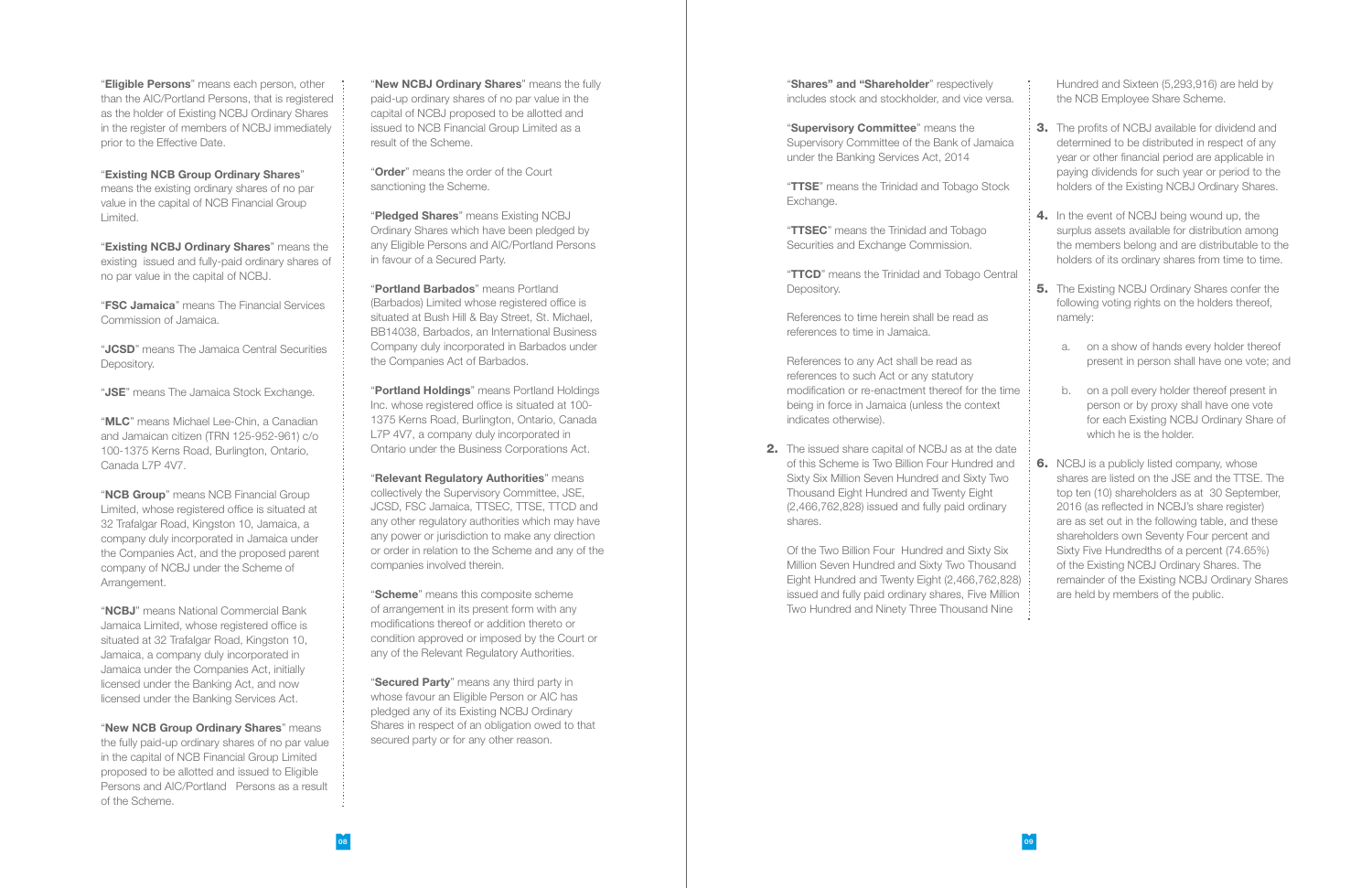"**Eligible Persons**" means each person, other than the AIC/Portland Persons, that is registered as the holder of Existing NCBJ Ordinary Shares in the register of members of NCBJ immediately prior to the Effective Date.

"**Existing NCB Group Ordinary Shares**" means the existing ordinary shares of no par value in the capital of NCB Financial Group Limited.

"**Existing NCBJ Ordinary Shares**" means the existing issued and fully-paid ordinary shares of no par value in the capital of NCBJ.

"**FSC Jamaica**" means The Financial Services Commission of Jamaica.

"**JCSD**" means The Jamaica Central Securities Depository.

"**JSE**" means The Jamaica Stock Exchange.

"**MLC**" means Michael Lee-Chin, a Canadian and Jamaican citizen (TRN 125-952-961) c/o 100-1375 Kerns Road, Burlington, Ontario, Canada L7P 4V7.

"**NCB Group**" means NCB Financial Group Limited, whose registered office is situated at 32 Trafalgar Road, Kingston 10, Jamaica, a company duly incorporated in Jamaica under the Companies Act, and the proposed parent company of NCBJ under the Scheme of Arrangement.

"**NCBJ**" means National Commercial Bank Jamaica Limited, whose registered office is situated at 32 Trafalgar Road, Kingston 10, Jamaica, a company duly incorporated in Jamaica under the Companies Act, initially licensed under the Banking Act, and now licensed under the Banking Services Act.

"**New NCB Group Ordinary Shares**" means the fully paid-up ordinary shares of no par value in the capital of NCB Financial Group Limited proposed to be allotted and issued to Eligible Persons and AIC/Portland Persons as a result of the Scheme.

"**New NCBJ Ordinary Shares**" means the fully paid-up ordinary shares of no par value in the capital of NCBJ proposed to be allotted and issued to NCB Financial Group Limited as a result of the Scheme.

"**Order**" means the order of the Court sanctioning the Scheme.

"**Pledged Shares**" means Existing NCBJ Ordinary Shares which have been pledged by any Eligible Persons and AIC/Portland Persons in favour of a Secured Party.

"**Portland Barbados**" means Portland (Barbados) Limited whose registered office is situated at Bush Hill & Bay Street, St. Michael, BB14038, Barbados, an International Business Company duly incorporated in Barbados under the Companies Act of Barbados.

"**Portland Holdings**" means Portland Holdings Inc. whose registered office is situated at 100-1375 Kerns Road, Burlington, Ontario, Canada L7P 4V7, a company duly incorporated in Ontario under the Business Corporations Act.

"**Relevant Regulatory Authorities**" means collectively the Supervisory Committee, JSE, JCSD, FSC Jamaica, TTSEC, TTSE, TTCD and any other regulatory authorities which may have any power or jurisdiction to make any direction or order in relation to the Scheme and any of the companies involved therein.

"**Scheme**" means this composite scheme of arrangement in its present form with any modifications thereof or addition thereto or condition approved or imposed by the Court or any of the Relevant Regulatory Authorities.

"**Secured Party**" means any third party in whose favour an Eligible Person or AIC has pledged any of its Existing NCBJ Ordinary Shares in respect of an obligation owed to that secured party or for any other reason.

"**Shares" and "Shareholder**" respectively includes stock and stockholder, and vice versa.

"**Supervisory Committee**" means the Supervisory Committee of the Bank of Jamaica under the Banking Services Act, 2014

"**TTSE**" means the Trinidad and Tobago Stock Exchange.

"**TTSEC**" means the Trinidad and Tobago Securities and Exchange Commission.

"**TTCD**" means the Trinidad and Tobago Central Depository.

References to time herein shall be read as references to time in Jamaica.

References to any Act shall be read as references to such Act or any statutory modification or re-enactment thereof for the time being in force in Jamaica (unless the context indicates otherwise).

**2.** The issued share capital of NCBJ as at the date of this Scheme is Two Billion Four Hundred and Sixty Six Million Seven Hundred and Sixty Two Thousand Eight Hundred and Twenty Eight (2,466,762,828) issued and fully paid ordinary shares.

Of the Two Billion Four Hundred and Sixty Six Million Seven Hundred and Sixty Two Thousand Eight Hundred and Twenty Eight (2,466,762,828) issued and fully paid ordinary shares, Five Million Two Hundred and Ninety Three Thousand Nine Hundred and Sixteen (5,293,916) are held by the NCB Employee Share Scheme.

**3.** The profits of NCBJ available for dividend and determined to be distributed in respect of any year or other financial period are applicable in paying dividends for such year or period to the holders of the Existing NCBJ Ordinary Shares.

**4.** In the event of NCBJ being wound up, the surplus assets available for distribution among the members belong and are distributable to the holders of its ordinary shares from time to time.

**5.** The Existing NCBJ Ordinary Shares confer the following voting rights on the holders thereof, namely:

a. on a show of hands every holder thereof present in person shall have one vote; and

b. on a poll every holder thereof present in person or by proxy shall have one vote for each Existing NCBJ Ordinary Share of which he is the holder.

**6.** NCBJ is a publicly listed company, whose shares are listed on the JSE and the TTSE. The top ten (10) shareholders as at 30 September, 2016 (as reflected in NCBJ's share register) are as set out in the following table, and these shareholders own Seventy Four percent and Sixty Five Hundredths of a percent (74.65%) of the Existing NCBJ Ordinary Shares. The remainder of the Existing NCBJ Ordinary Shares are held by members of the public.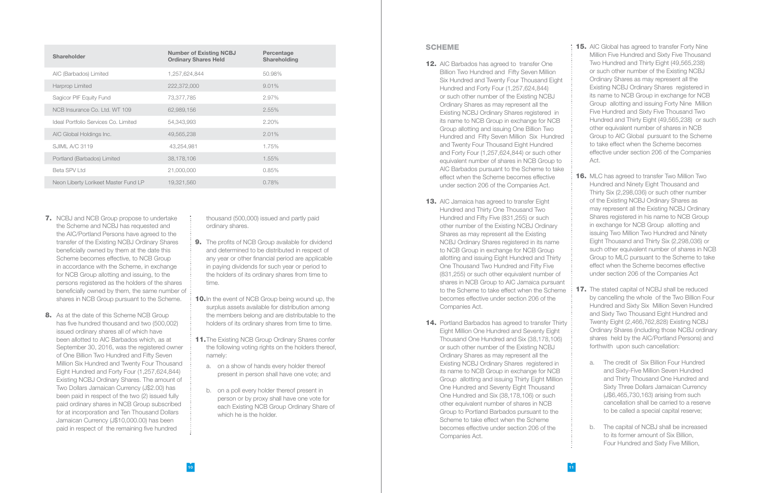| Shareholder | Number of Existing NCBJ Ordinary Shares Held | Percentage Shareholding |
|---|---|---|
| AIC (Barbados) Limited | 1,257,624,844 | 50.98% |
| Harprop Limited | 222,372,000 | 9.01% |
| Sagicor PIF Equity Fund | 73,377,785 | 2.97% |
| NCB Insurance Co. Ltd. WT 109 | 62,989,156 | 2.55% |
| Ideal Portfolio Services Co. Limited | 54,343,993 | 2.20% |
| AIC Global Holdings Inc. | 49,565,238 | 2.01% |
| SJIML A/C 3119 | 43,254,981 | 1.75% |
| Portland (Barbados) Limited | 38,178,106 | 1.55% |
| Beta SPV Ltd | 21,000,000 | 0.85% |
| Neon Liberty Lorikeet Master Fund LP | 19,321,560 | 0.78% |

**7.** NCBJ and NCB Group propose to undertake the Scheme and NCBJ has requested and the AIC/Portland Persons have agreed to the transfer of the Existing NCBJ Ordinary Shares beneficially owned by them at the date this Scheme becomes effective, to NCB Group in accordance with the Scheme, in exchange for NCB Group allotting and issuing, to the persons registered as the holders of the shares beneficially owned by them, the same number of shares in NCB Group pursuant to the Scheme.

**8.** As at the date of this Scheme NCB Group has five hundred thousand and two (500,002) issued ordinary shares all of which have been allotted to AIC Barbados which, as at September 30, 2016, was the registered owner of One Billion Two Hundred and Fifty Seven Million Six Hundred and Twenty Four Thousand Eight Hundred and Forty Four (1,257,624,844) Existing NCBJ Ordinary Shares. The amount of Two Dollars Jamaican Currency (J$2.00) has been paid in respect of the two (2) issued fully paid ordinary shares in NCB Group subscribed for at incorporation and Ten Thousand Dollars Jamaican Currency (J$10,000.00) has been paid in respect of the remaining five hundred thousand (500,000) issued and partly paid ordinary shares.

**9.** The profits of NCB Group available for dividend and determined to be distributed in respect of any year or other financial period are applicable in paying dividends for such year or period to the holders of its ordinary shares from time to time.

**10.** In the event of NCB Group being wound up, the surplus assets available for distribution among the members belong and are distributable to the holders of its ordinary shares from time to time.

**11.** The Existing NCB Group Ordinary Shares confer the following voting rights on the holders thereof, namely:

a. on a show of hands every holder thereof present in person shall have one vote; and

b. on a poll every holder thereof present in person or by proxy shall have one vote for each Existing NCB Group Ordinary Share of which he is the holder.

## SCHEME

**12.** AIC Barbados has agreed to transfer One Billion Two Hundred and Fifty Seven Million Six Hundred and Twenty Four Thousand Eight Hundred and Forty Four (1,257,624,844) or such other number of the Existing NCBJ Ordinary Shares as may represent all the Existing NCBJ Ordinary Shares registered in its name to NCB Group in exchange for NCB Group allotting and issuing One Billion Two Hundred and Fifty Seven Million Six Hundred and Twenty Four Thousand Eight Hundred and Forty Four (1,257,624,844) or such other equivalent number of shares in NCB Group to AIC Barbados pursuant to the Scheme to take effect when the Scheme becomes effective under section 206 of the Companies Act.

**13.** AIC Jamaica has agreed to transfer Eight Hundred and Thirty One Thousand Two Hundred and Fifty Five (831,255) or such other number of the Existing NCBJ Ordinary Shares as may represent all the Existing NCBJ Ordinary Shares registered in its name to NCB Group in exchange for NCB Group allotting and issuing Eight Hundred and Thirty One Thousand Two Hundred and Fifty Five (831,255) or such other equivalent number of shares in NCB Group to AIC Jamaica pursuant to the Scheme to take effect when the Scheme becomes effective under section 206 of the Companies Act.

**14.** Portland Barbados has agreed to transfer Thirty Eight Million One Hundred and Seventy Eight Thousand One Hundred and Six (38,178,106) or such other number of the Existing NCBJ Ordinary Shares as may represent all the Existing NCBJ Ordinary Shares registered in its name to NCB Group in exchange for NCB Group allotting and issuing Thirty Eight Million One Hundred and Seventy Eight Thousand One Hundred and Six (38,178,106) or such other equivalent number of shares in NCB Group to Portland Barbados pursuant to the Scheme to take effect when the Scheme becomes effective under section 206 of the Companies Act.

**15.** AIC Global has agreed to transfer Forty Nine Million Five Hundred and Sixty Five Thousand Two Hundred and Thirty Eight (49,565,238) or such other number of the Existing NCBJ Ordinary Shares as may represent all the Existing NCBJ Ordinary Shares registered in its name to NCB Group in exchange for NCB Group allotting and issuing Forty Nine Million Five Hundred and Sixty Five Thousand Two Hundred and Thirty Eight (49,565,238) or such other equivalent number of shares in NCB Group to AIC Global pursuant to the Scheme to take effect when the Scheme becomes effective under section 206 of the Companies Act.

**16.** MLC has agreed to transfer Two Million Two Hundred and Ninety Eight Thousand and Thirty Six (2,298,036) or such other number of the Existing NCBJ Ordinary Shares as may represent all the Existing NCBJ Ordinary Shares registered in his name to NCB Group in exchange for NCB Group allotting and issuing Two Million Two Hundred and Ninety Eight Thousand and Thirty Six (2,298,036) or such other equivalent number of shares in NCB Group to MLC pursuant to the Scheme to take effect when the Scheme becomes effective under section 206 of the Companies Act

**17.** The stated capital of NCBJ shall be reduced by cancelling the whole of the Two Billion Four Hundred and Sixty Six Million Seven Hundred and Sixty Two Thousand Eight Hundred and Twenty Eight (2,466,762,828) Existing NCBJ Ordinary Shares (including those NCBJ ordinary shares held by the AIC/Portland Persons) and forthwith upon such cancellation:

a. The credit of Six Billion Four Hundred and Sixty-Five Million Seven Hundred and Thirty Thousand One Hundred and Sixty Three Dollars Jamaican Currency (J$6,465,730,163) arising from such cancellation shall be carried to a reserve to be called a special capital reserve;

b. The capital of NCBJ shall be increased to its former amount of Six Billion, Four Hundred and Sixty Five Million,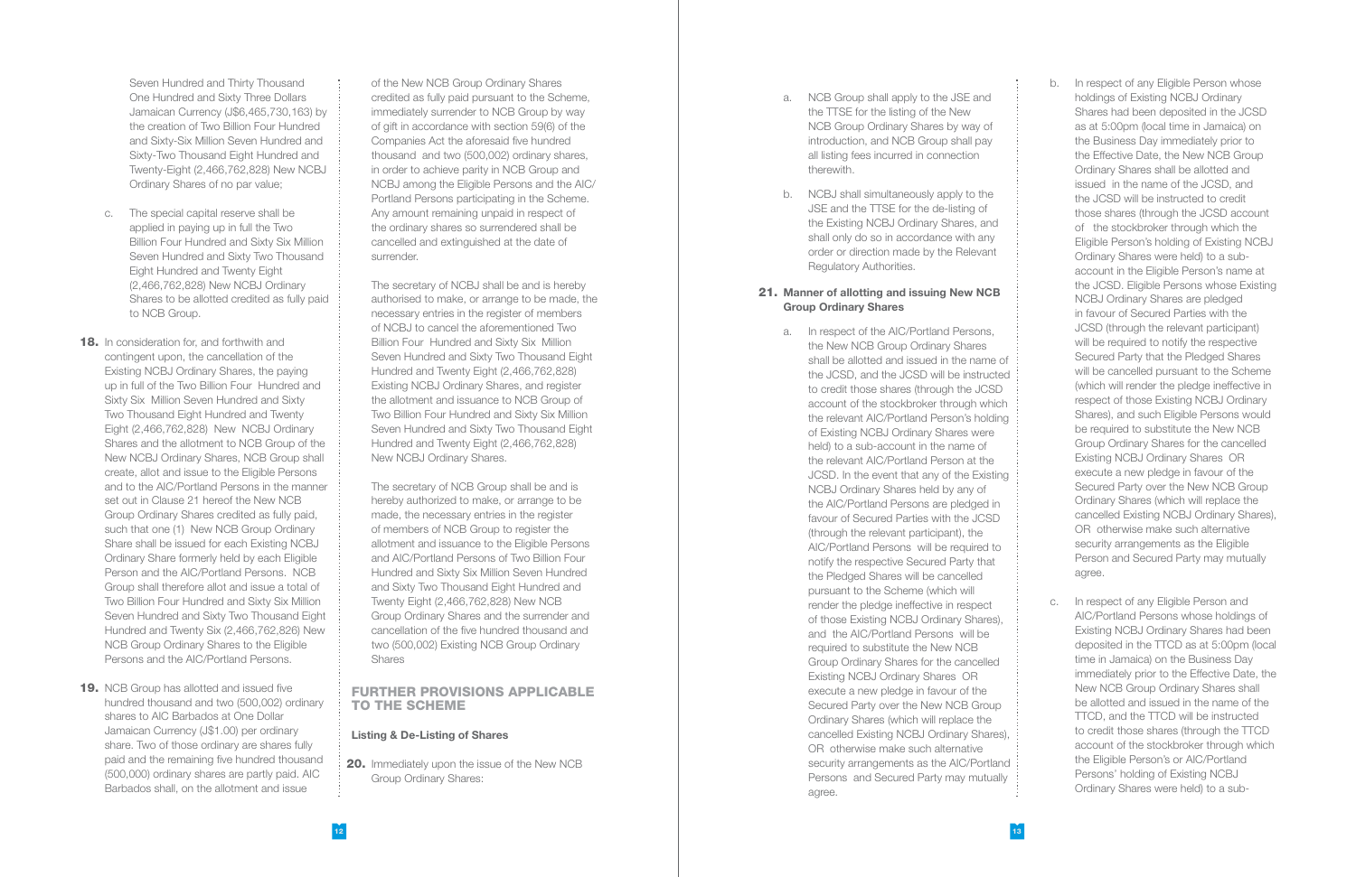Seven Hundred and Thirty Thousand One Hundred and Sixty Three Dollars Jamaican Currency (J$6,465,730,163) by the creation of Two Billion Four Hundred and Sixty-Six Million Seven Hundred and Sixty-Two Thousand Eight Hundred and Twenty-Eight (2,466,762,828) New NCBJ Ordinary Shares of no par value;

c. The special capital reserve shall be applied in paying up in full the Two Billion Four Hundred and Sixty Six Million Seven Hundred and Sixty Two Thousand Eight Hundred and Twenty Eight (2,466,762,828) New NCBJ Ordinary Shares to be allotted credited as fully paid to NCB Group.

**18.** In consideration for, and forthwith and contingent upon, the cancellation of the Existing NCBJ Ordinary Shares, the paying up in full of the Two Billion Four Hundred and Sixty Six Million Seven Hundred and Sixty Two Thousand Eight Hundred and Twenty Eight (2,466,762,828) New NCBJ Ordinary Shares and the allotment to NCB Group of the New NCBJ Ordinary Shares, NCB Group shall create, allot and issue to the Eligible Persons and to the AIC/Portland Persons in the manner set out in Clause 21 hereof the New NCB Group Ordinary Shares credited as fully paid, such that one (1) New NCB Group Ordinary Share shall be issued for each Existing NCBJ Ordinary Share formerly held by each Eligible Person and the AIC/Portland Persons. NCB Group shall therefore allot and issue a total of Two Billion Four Hundred and Sixty Six Million Seven Hundred and Sixty Two Thousand Eight Hundred and Twenty Six (2,466,762,826) New NCB Group Ordinary Shares to the Eligible Persons and the AIC/Portland Persons.

**19.** NCB Group has allotted and issued five hundred thousand and two (500,002) ordinary shares to AIC Barbados at One Dollar Jamaican Currency (J$1.00) per ordinary share. Two of those ordinary are shares fully paid and the remaining five hundred thousand (500,000) ordinary shares are partly paid. AIC Barbados shall, on the allotment and issue of the New NCB Group Ordinary Shares credited as fully paid pursuant to the Scheme, immediately surrender to NCB Group by way of gift in accordance with section 59(6) of the Companies Act the aforesaid five hundred thousand and two (500,002) ordinary shares, in order to achieve parity in NCB Group and NCBJ among the Eligible Persons and the AIC/Portland Persons participating in the Scheme. Any amount remaining unpaid in respect of the ordinary shares so surrendered shall be cancelled and extinguished at the date of surrender.

The secretary of NCBJ shall be and is hereby authorised to make, or arrange to be made, the necessary entries in the register of members of NCBJ to cancel the aforementioned Two Billion Four Hundred and Sixty Six Million Seven Hundred and Sixty Two Thousand Eight Hundred and Twenty Eight (2,466,762,828) Existing NCBJ Ordinary Shares, and register the allotment and issuance to NCB Group of Two Billion Four Hundred and Sixty Six Million Seven Hundred and Sixty Two Thousand Eight Hundred and Twenty Eight (2,466,762,828) New NCBJ Ordinary Shares.

The secretary of NCB Group shall be and is hereby authorized to make, or arrange to be made, the necessary entries in the register of members of NCB Group to register the allotment and issuance to the Eligible Persons and AIC/Portland Persons of Two Billion Four Hundred and Sixty Six Million Seven Hundred and Sixty Two Thousand Eight Hundred and Twenty Eight (2,466,762,828) New NCB Group Ordinary Shares and the surrender and cancellation of the five hundred thousand and two (500,002) Existing NCB Group Ordinary Shares

## FURTHER PROVISIONS APPLICABLE TO THE SCHEME

### Listing & De-Listing of Shares

**20.** Immediately upon the issue of the New NCB Group Ordinary Shares:

a. NCB Group shall apply to the JSE and the TTSE for the listing of the New NCB Group Ordinary Shares by way of introduction, and NCB Group shall pay all listing fees incurred in connection therewith.

b. NCBJ shall simultaneously apply to the JSE and the TTSE for the de-listing of the Existing NCBJ Ordinary Shares, and shall only do so in accordance with any order or direction made by the Relevant Regulatory Authorities.

**21. Manner of allotting and issuing New NCB Group Ordinary Shares**

a. In respect of the AIC/Portland Persons, the New NCB Group Ordinary Shares shall be allotted and issued in the name of the JCSD, and the JCSD will be instructed to credit those shares (through the JCSD account of the stockbroker through which the relevant AIC/Portland Person's holding of Existing NCBJ Ordinary Shares were held) to a sub-account in the name of the relevant AIC/Portland Person at the JCSD. In the event that any of the Existing NCBJ Ordinary Shares held by any of the AIC/Portland Persons are pledged in favour of Secured Parties with the JCSD (through the relevant participant), the AIC/Portland Persons will be required to notify the respective Secured Party that the Pledged Shares will be cancelled pursuant to the Scheme (which will render the pledge ineffective in respect of those Existing NCBJ Ordinary Shares), and the AIC/Portland Persons will be required to substitute the New NCB Group Ordinary Shares for the cancelled Existing NCBJ Ordinary Shares OR execute a new pledge in favour of the Secured Party over the New NCB Group Ordinary Shares (which will replace the cancelled Existing NCBJ Ordinary Shares), OR otherwise make such alternative security arrangements as the AIC/Portland Persons and Secured Party may mutually agree.

b. In respect of any Eligible Person whose holdings of Existing NCBJ Ordinary Shares had been deposited in the JCSD as at 5:00pm (local time in Jamaica) on the Business Day immediately prior to the Effective Date, the New NCB Group Ordinary Shares shall be allotted and issued in the name of the JCSD, and the JCSD will be instructed to credit those shares (through the JCSD account of the stockbroker through which the Eligible Person's holding of Existing NCBJ Ordinary Shares were held) to a sub-account in the Eligible Person's name at the JCSD. Eligible Persons whose Existing NCBJ Ordinary Shares are pledged in favour of Secured Parties with the JCSD (through the relevant participant) will be required to notify the respective Secured Party that the Pledged Shares will be cancelled pursuant to the Scheme (which will render the pledge ineffective in respect of those Existing NCBJ Ordinary Shares), and such Eligible Persons would be required to substitute the New NCB Group Ordinary Shares for the cancelled Existing NCBJ Ordinary Shares OR execute a new pledge in favour of the Secured Party over the New NCB Group Ordinary Shares (which will replace the cancelled Existing NCBJ Ordinary Shares), OR otherwise make such alternative security arrangements as the Eligible Person and Secured Party may mutually agree.

c. In respect of any Eligible Person and AIC/Portland Persons whose holdings of Existing NCBJ Ordinary Shares had been deposited in the TTCD as at 5:00pm (local time in Jamaica) on the Business Day immediately prior to the Effective Date, the New NCB Group Ordinary Shares shall be allotted and issued in the name of the TTCD, and the TTCD will be instructed to credit those shares (through the TTCD account of the stockbroker through which the Eligible Person's or AIC/Portland Persons' holding of Existing NCBJ Ordinary Shares were held) to a sub-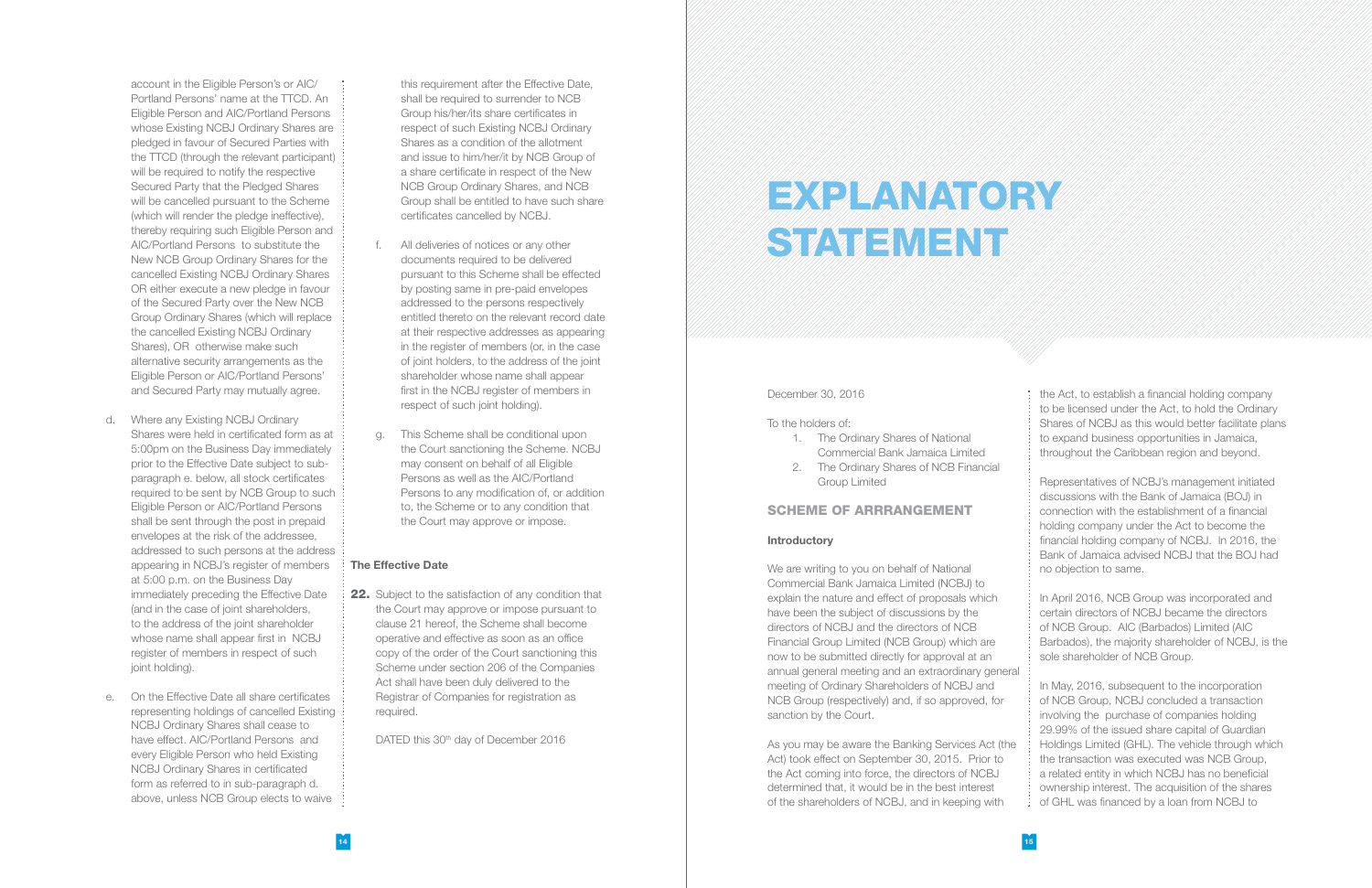account in the Eligible Person's or AIC/Portland Persons' name at the TTCD. An Eligible Person and AIC/Portland Persons whose Existing NCBJ Ordinary Shares are pledged in favour of Secured Parties with the TTCD (through the relevant participant) will be required to notify the respective Secured Party that the Pledged Shares will be cancelled pursuant to the Scheme (which will render the pledge ineffective), thereby requiring such Eligible Person and AIC/Portland Persons to substitute the New NCB Group Ordinary Shares for the cancelled Existing NCBJ Ordinary Shares OR either execute a new pledge in favour of the Secured Party over the New NCB Group Ordinary Shares (which will replace the cancelled Existing NCBJ Ordinary Shares), OR otherwise make such alternative security arrangements as the Eligible Person or AIC/Portland Persons' and Secured Party may mutually agree.

d. Where any Existing NCBJ Ordinary Shares were held in certificated form as at 5:00pm on the Business Day immediately prior to the Effective Date subject to sub-paragraph e. below, all stock certificates required to be sent by NCB Group to such Eligible Person or AIC/Portland Persons shall be sent through the post in prepaid envelopes at the risk of the addressee, addressed to such persons at the address appearing in NCBJ's register of members at 5:00 p.m. on the Business Day immediately preceding the Effective Date (and in the case of joint shareholders, to the address of the joint shareholder whose name shall appear first in NCBJ register of members in respect of such joint holding).

e. On the Effective Date all share certificates representing holdings of cancelled Existing NCBJ Ordinary Shares shall cease to have effect. AIC/Portland Persons and every Eligible Person who held Existing NCBJ Ordinary Shares in certificated form as referred to in sub-paragraph d. above, unless NCB Group elects to waive this requirement after the Effective Date, shall be required to surrender to NCB Group his/her/its share certificates in respect of such Existing NCBJ Ordinary Shares as a condition of the allotment and issue to him/her/it by NCB Group of a share certificate in respect of the New NCB Group Ordinary Shares, and NCB Group shall be entitled to have such share certificates cancelled by NCBJ.

f. All deliveries of notices or any other documents required to be delivered pursuant to this Scheme shall be effected by posting same in pre-paid envelopes addressed to the persons respectively entitled thereto on the relevant record date at their respective addresses as appearing in the register of members (or, in the case of joint holders, to the address of the joint shareholder whose name shall appear first in the NCBJ register of members in respect of such joint holding).

g. This Scheme shall be conditional upon the Court sanctioning the Scheme. NCBJ may consent on behalf of all Eligible Persons as well as the AIC/Portland Persons to any modification of, or addition to, the Scheme or to any condition that the Court may approve or impose.

### The Effective Date

**22.** Subject to the satisfaction of any condition that the Court may approve or impose pursuant to clause 21 hereof, the Scheme shall become operative and effective as soon as an office copy of the order of the Court sanctioning this Scheme under section 206 of the Companies Act shall have been duly delivered to the Registrar of Companies for registration as required.

DATED this 30th day of December 2016

# EXPLANATORY STATEMENT

December 30, 2016

To the holders of:

1. The Ordinary Shares of National Commercial Bank Jamaica Limited
2. The Ordinary Shares of NCB Financial Group Limited

## SCHEME OF ARRRANGEMENT

### Introductory

We are writing to you on behalf of National Commercial Bank Jamaica Limited (NCBJ) to explain the nature and effect of proposals which have been the subject of discussions by the directors of NCBJ and the directors of NCB Financial Group Limited (NCB Group) which are now to be submitted directly for approval at an annual general meeting and an extraordinary general meeting of Ordinary Shareholders of NCBJ and NCB Group (respectively) and, if so approved, for sanction by the Court.

As you may be aware the Banking Services Act (the Act) took effect on September 30, 2015. Prior to the Act coming into force, the directors of NCBJ determined that, it would be in the best interest of the shareholders of NCBJ, and in keeping with the Act, to establish a financial holding company to be licensed under the Act, to hold the Ordinary Shares of NCBJ as this would better facilitate plans to expand business opportunities in Jamaica, throughout the Caribbean region and beyond.

Representatives of NCBJ's management initiated discussions with the Bank of Jamaica (BOJ) in connection with the establishment of a financial holding company under the Act to become the financial holding company of NCBJ. In 2016, the Bank of Jamaica advised NCBJ that the BOJ had no objection to same.

In April 2016, NCB Group was incorporated and certain directors of NCBJ became the directors of NCB Group. AIC (Barbados) Limited (AIC Barbados), the majority shareholder of NCBJ, is the sole shareholder of NCB Group.

In May, 2016, subsequent to the incorporation of NCB Group, NCBJ concluded a transaction involving the purchase of companies holding 29.99% of the issued share capital of Guardian Holdings Limited (GHL). The vehicle through which the transaction was executed was NCB Group, a related entity in which NCBJ has no beneficial ownership interest. The acquisition of the shares of GHL was financed by a loan from NCBJ to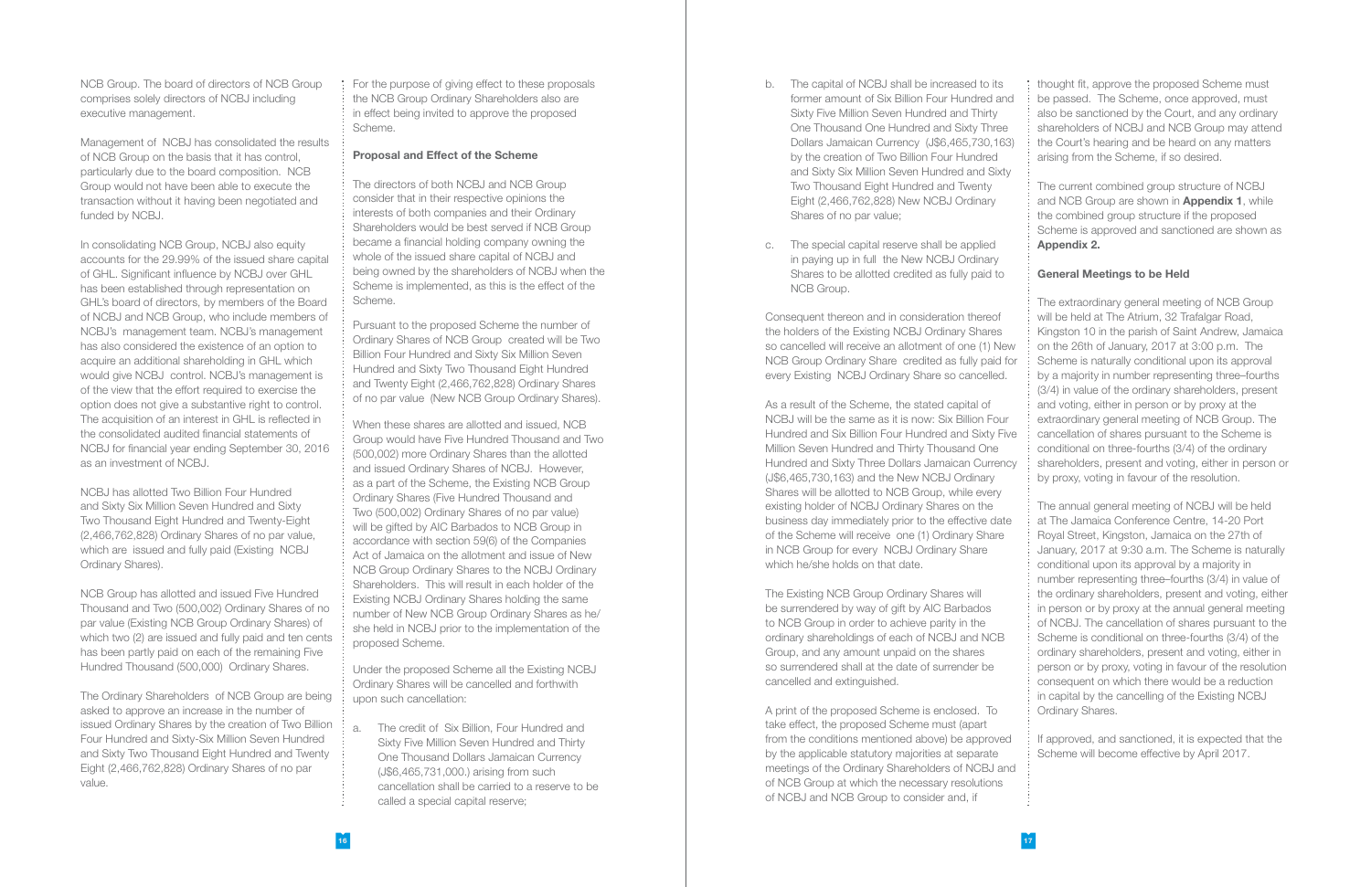NCB Group. The board of directors of NCB Group comprises solely directors of NCBJ including executive management.

Management of NCBJ has consolidated the results of NCB Group on the basis that it has control, particularly due to the board composition. NCB Group would not have been able to execute the transaction without it having been negotiated and funded by NCBJ.

In consolidating NCB Group, NCBJ also equity accounts for the 29.99% of the issued share capital of GHL. Significant influence by NCBJ over GHL has been established through representation on GHL's board of directors, by members of the Board of NCBJ and NCB Group, who include members of NCBJ's management team. NCBJ's management has also considered the existence of an option to acquire an additional shareholding in GHL which would give NCBJ control. NCBJ's management is of the view that the effort required to exercise the option does not give a substantive right to control. The acquisition of an interest in GHL is reflected in the consolidated audited financial statements of NCBJ for financial year ending September 30, 2016 as an investment of NCBJ.

NCBJ has allotted Two Billion Four Hundred and Sixty Six Million Seven Hundred and Sixty Two Thousand Eight Hundred and Twenty-Eight (2,466,762,828) Ordinary Shares of no par value, which are issued and fully paid (Existing NCBJ Ordinary Shares).

NCB Group has allotted and issued Five Hundred Thousand and Two (500,002) Ordinary Shares of no par value (Existing NCB Group Ordinary Shares) of which two (2) are issued and fully paid and ten cents has been partly paid on each of the remaining Five Hundred Thousand (500,000) Ordinary Shares.

The Ordinary Shareholders of NCB Group are being asked to approve an increase in the number of issued Ordinary Shares by the creation of Two Billion Four Hundred and Sixty-Six Million Seven Hundred and Sixty Two Thousand Eight Hundred and Twenty Eight (2,466,762,828) Ordinary Shares of no par value.

For the purpose of giving effect to these proposals the NCB Group Ordinary Shareholders also are in effect being invited to approve the proposed Scheme.

**Proposal and Effect of the Scheme**

The directors of both NCBJ and NCB Group consider that in their respective opinions the interests of both companies and their Ordinary Shareholders would be best served if NCB Group became a financial holding company owning the whole of the issued share capital of NCBJ and being owned by the shareholders of NCBJ when the Scheme is implemented, as this is the effect of the Scheme.

Pursuant to the proposed Scheme the number of Ordinary Shares of NCB Group created will be Two Billion Four Hundred and Sixty Six Million Seven Hundred and Sixty Two Thousand Eight Hundred and Twenty Eight (2,466,762,828) Ordinary Shares of no par value (New NCB Group Ordinary Shares).

When these shares are allotted and issued, NCB Group would have Five Hundred Thousand and Two (500,002) more Ordinary Shares than the allotted and issued Ordinary Shares of NCBJ. However, as a part of the Scheme, the Existing NCB Group Ordinary Shares (Five Hundred Thousand and Two (500,002) Ordinary Shares of no par value) will be gifted by AIC Barbados to NCB Group in accordance with section 59(6) of the Companies Act of Jamaica on the allotment and issue of New NCB Group Ordinary Shares to the NCBJ Ordinary Shareholders. This will result in each holder of the Existing NCBJ Ordinary Shares holding the same number of New NCB Group Ordinary Shares as he/she held in NCBJ prior to the implementation of the proposed Scheme.

Under the proposed Scheme all the Existing NCBJ Ordinary Shares will be cancelled and forthwith upon such cancellation:

a. The credit of Six Billion, Four Hundred and Sixty Five Million Seven Hundred and Thirty One Thousand Dollars Jamaican Currency (J$6,465,731,000.) arising from such cancellation shall be carried to a reserve to be called a special capital reserve;

b. The capital of NCBJ shall be increased to its former amount of Six Billion Four Hundred and Sixty Five Million Seven Hundred and Thirty One Thousand One Hundred and Sixty Three Dollars Jamaican Currency (J$6,465,730,163) by the creation of Two Billion Four Hundred and Sixty Six Million Seven Hundred and Sixty Two Thousand Eight Hundred and Twenty Eight (2,466,762,828) New NCBJ Ordinary Shares of no par value;

c. The special capital reserve shall be applied in paying up in full the New NCBJ Ordinary Shares to be allotted credited as fully paid to NCB Group.

Consequent thereon and in consideration thereof the holders of the Existing NCBJ Ordinary Shares so cancelled will receive an allotment of one (1) New NCB Group Ordinary Share credited as fully paid for every Existing NCBJ Ordinary Share so cancelled.

As a result of the Scheme, the stated capital of NCBJ will be the same as it is now: Six Billion Four Hundred and Six Billion Four Hundred and Sixty Five Million Seven Hundred and Thirty One Thousand One Hundred and Sixty Three Dollars Jamaican Currency (J$6,465,730,163) and the New NCBJ Ordinary Shares will be allotted to NCB Group, while every existing holder of NCBJ Ordinary Shares on the business day immediately prior to the effective date of the Scheme will receive one (1) Ordinary Share in NCB Group for every NCBJ Ordinary Share which he/she holds on that date.

The Existing NCB Group Ordinary Shares will be surrendered by way of gift by AIC Barbados to NCB Group in order to achieve parity in the ordinary shareholdings of each of NCBJ and NCB Group, and any amount unpaid on the shares so surrendered shall at the date of surrender be cancelled and extinguished.

A print of the proposed Scheme is enclosed. To take effect, the proposed Scheme must (apart from the conditions mentioned above) be approved by the applicable statutory majorities at separate meetings of the Ordinary Shareholders of NCBJ and of NCB Group at which the necessary resolutions of NCBJ and NCB Group to consider and, if thought fit, approve the proposed Scheme must be passed. The Scheme, once approved, must also be sanctioned by the Court, and any ordinary shareholders of NCBJ and NCB Group may attend the Court's hearing and be heard on any matters arising from the Scheme, if so desired.

The current combined group structure of NCBJ and NCB Group are shown in **Appendix 1**, while the combined group structure if the proposed Scheme is approved and sanctioned are shown as **Appendix 2.**

**General Meetings to be Held**

The extraordinary general meeting of NCB Group will be held at The Atrium, 32 Trafalgar Road, Kingston 10 in the parish of Saint Andrew, Jamaica on the 26th of January, 2017 at 3:00 p.m. The Scheme is naturally conditional upon its approval by a majority in number representing three–fourths (3/4) in value of the ordinary shareholders, present and voting, either in person or by proxy at the extraordinary general meeting of NCB Group. The cancellation of shares pursuant to the Scheme is conditional on three-fourths (3/4) of the ordinary shareholders, present and voting, either in person or by proxy, voting in favour of the resolution.

The annual general meeting of NCBJ will be held at The Jamaica Conference Centre, 14-20 Port Royal Street, Kingston, Jamaica on the 27th of January, 2017 at 9:30 a.m. The Scheme is naturally conditional upon its approval by a majority in number representing three–fourths (3/4) in value of the ordinary shareholders, present and voting, either in person or by proxy at the annual general meeting of NCBJ. The cancellation of shares pursuant to the Scheme is conditional on three-fourths (3/4) of the ordinary shareholders, present and voting, either in person or by proxy, voting in favour of the resolution consequent on which there would be a reduction in capital by the cancelling of the Existing NCBJ Ordinary Shares.

If approved, and sanctioned, it is expected that the Scheme will become effective by April 2017.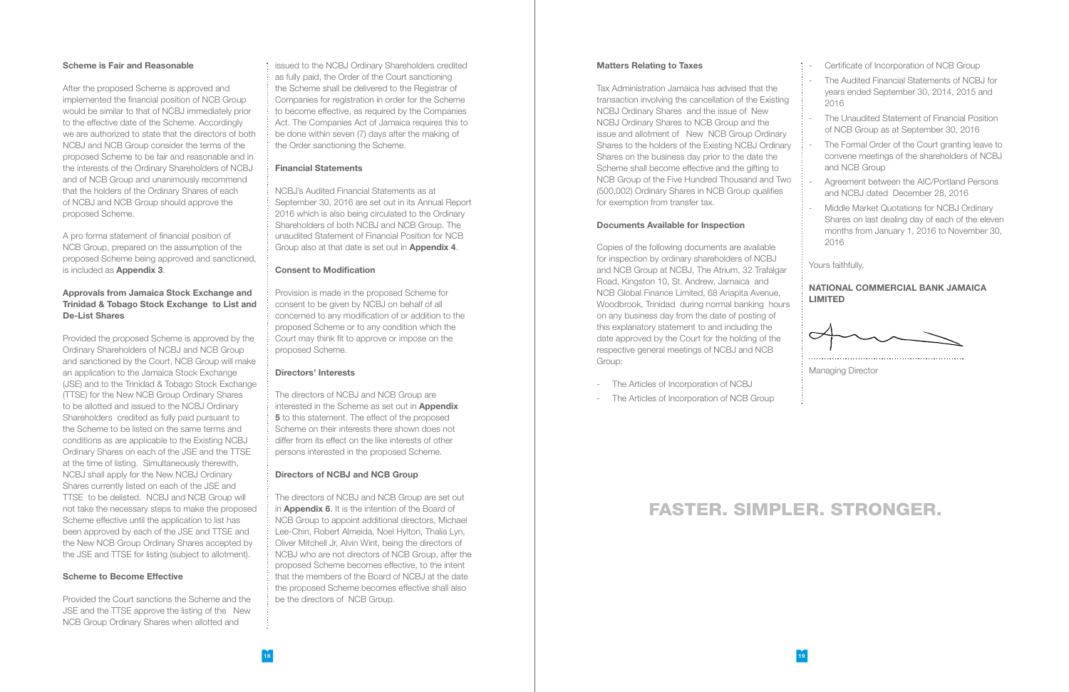### Scheme is Fair and Reasonable

After the proposed Scheme is approved and implemented the financial position of NCB Group would be similar to that of NCBJ immediately prior to the effective date of the Scheme. Accordingly we are authorized to state that the directors of both NCBJ and NCB Group consider the terms of the proposed Scheme to be fair and reasonable and in the interests of the Ordinary Shareholders of NCBJ and of NCB Group and unanimously recommend that the holders of the Ordinary Shares of each of NCBJ and NCB Group should approve the proposed Scheme.

A pro forma statement of financial position of NCB Group, prepared on the assumption of the proposed Scheme being approved and sanctioned, is included as **Appendix 3**.

### Approvals from Jamaica Stock Exchange and Trinidad & Tobago Stock Exchange to List and De-List Shares

Provided the proposed Scheme is approved by the Ordinary Shareholders of NCBJ and NCB Group and sanctioned by the Court, NCB Group will make an application to the Jamaica Stock Exchange (JSE) and to the Trinidad & Tobago Stock Exchange (TTSE) for the New NCB Group Ordinary Shares to be allotted and issued to the NCBJ Ordinary Shareholders credited as fully paid pursuant to the Scheme to be listed on the same terms and conditions as are applicable to the Existing NCBJ Ordinary Shares on each of the JSE and the TTSE at the time of listing. Simultaneously therewith, NCBJ shall apply for the New NCBJ Ordinary Shares currently listed on each of the JSE and TTSE to be delisted. NCBJ and NCB Group will not take the necessary steps to make the proposed Scheme effective until the application to list has been approved by each of the JSE and TTSE and the New NCB Group Ordinary Shares accepted by the JSE and TTSE for listing (subject to allotment).

### Scheme to Become Effective

Provided the Court sanctions the Scheme and the JSE and the TTSE approve the listing of the New NCB Group Ordinary Shares when allotted and issued to the NCBJ Ordinary Shareholders credited as fully paid, the Order of the Court sanctioning the Scheme shall be delivered to the Registrar of Companies for registration in order for the Scheme to become effective, as required by the Companies Act. The Companies Act of Jamaica requires this to be done within seven (7) days after the making of the Order sanctioning the Scheme.

### Financial Statements

NCBJ's Audited Financial Statements as at September 30, 2016 are set out in its Annual Report 2016 which is also being circulated to the Ordinary Shareholders of both NCBJ and NCB Group. The unaudited Statement of Financial Position for NCB Group also at that date is set out in **Appendix 4**.

### Consent to Modification

Provision is made in the proposed Scheme for consent to be given by NCBJ on behalf of all concerned to any modification of or addition to the proposed Scheme or to any condition which the Court may think fit to approve or impose on the proposed Scheme.

### Directors' Interests

The directors of NCBJ and NCB Group are interested in the Scheme as set out in **Appendix 5** to this statement. The effect of the proposed Scheme on their interests there shown does not differ from its effect on the like interests of other persons interested in the proposed Scheme.

### Directors of NCBJ and NCB Group

The directors of NCBJ and NCB Group are set out in **Appendix 6**. It is the intention of the Board of NCB Group to appoint additional directors, Michael Lee-Chin, Robert Almeida, Noel Hylton, Thalia Lyn, Oliver Mitchell Jr, Alvin Wint, being the directors of NCBJ who are not directors of NCB Group, after the proposed Scheme becomes effective, to the intent that the members of the Board of NCBJ at the date the proposed Scheme becomes effective shall also be the directors of NCB Group.

### Matters Relating to Taxes

Tax Administration Jamaica has advised that the transaction involving the cancellation of the Existing NCBJ Ordinary Shares and the issue of New NCBJ Ordinary Shares to NCB Group and the issue and allotment of New NCB Group Ordinary Shares to the holders of the Existing NCBJ Ordinary Shares on the business day prior to the date the Scheme shall become effective and the gifting to NCB Group of the Five Hundred Thousand and Two (500,002) Ordinary Shares in NCB Group qualifies for exemption from transfer tax.

### Documents Available for Inspection

Copies of the following documents are available for inspection by ordinary shareholders of NCBJ and NCB Group at NCBJ, The Atrium, 32 Trafalgar Road, Kingston 10, St. Andrew, Jamaica and NCB Global Finance Limited, 68 Ariapita Avenue, Woodbrook, Trinidad during normal banking hours on any business day from the date of posting of this explanatory statement to and including the date approved by the Court for the holding of the respective general meetings of NCBJ and NCB Group:

- The Articles of Incorporation of NCBJ
- The Articles of Incorporation of NCB Group
- Certificate of Incorporation of NCB Group
- The Audited Financial Statements of NCBJ for years ended September 30, 2014, 2015 and 2016
- The Unaudited Statement of Financial Position of NCB Group as at September 30, 2016
- The Formal Order of the Court granting leave to convene meetings of the shareholders of NCBJ and NCB Group
- Agreement between the AIC/Portland Persons and NCBJ dated December 28, 2016
- Middle Market Quotations for NCBJ Ordinary Shares on last dealing day of each of the eleven months from January 1, 2016 to November 30, 2016

Yours faithfully,

**NATIONAL COMMERCIAL BANK JAMAICA LIMITED**

Managing Director

**FASTER. SIMPLER. STRONGER.**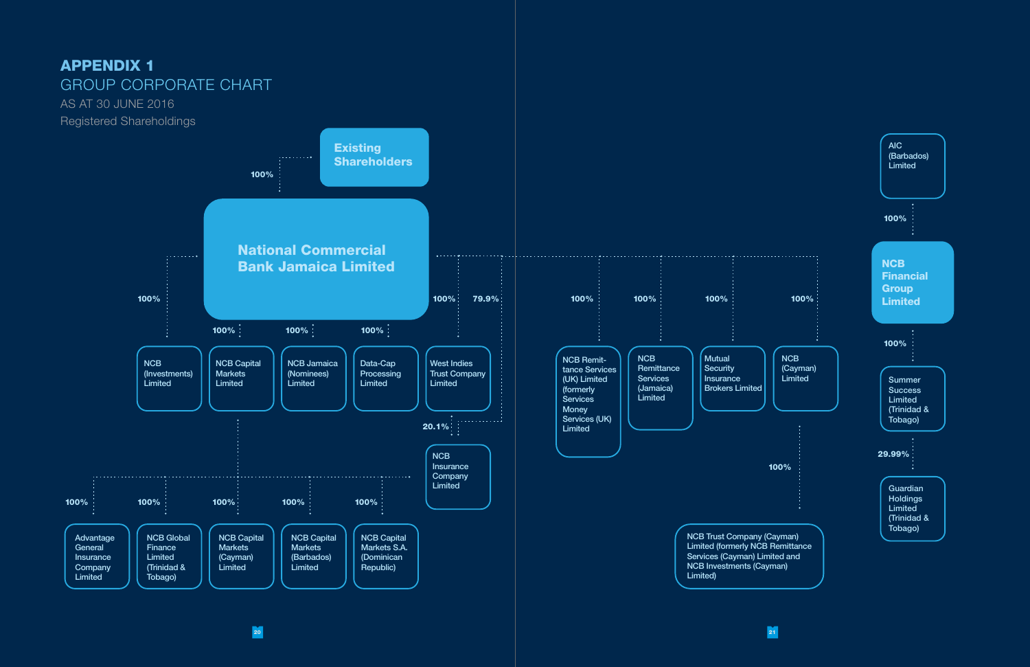# APPENDIX 1

## GROUP CORPORATE CHART

AS AT 30 JUNE 2016

Registered Shareholdings

**Existing Shareholders**

100%

**National Commercial Bank Jamaica Limited**

- 100% — NCB (Investments) Limited
- 100% — NCB Capital Markets Limited
  - 100% — Advantage General Insurance Company Limited
  - 100% — NCB Global Finance Limited (Trinidad & Tobago)
  - 100% — NCB Capital Markets (Cayman) Limited
  - 100% — NCB Capital Markets (Barbados) Limited
  - 100% — NCB Capital Markets S.A. (Dominican Republic)
- 100% — NCB Jamaica (Nominees) Limited
- 100% — Data-Cap Processing Limited
- 100% — West Indies Trust Company Limited
  - 20.1% — NCB Insurance Company Limited
- 79.9% — NCB Insurance Company Limited
- 100% — NCB Remittance Services (UK) Limited (formerly Services Money Services (UK) Limited)
- 100% — NCB Remittance Services (Jamaica) Limited
- 100% — Mutual Security Insurance Brokers Limited
- 100% — NCB (Cayman) Limited
  - 100% — NCB Trust Company (Cayman) Limited (formerly NCB Remittance Services (Cayman) Limited and NCB Investments (Cayman) Limited)

**AIC (Barbados) Limited**

100%

**NCB Financial Group Limited**

- 100% — Summer Success Limited (Trinidad & Tobago)
  - 29.99% — Guardian Holdings Limited (Trinidad & Tobago)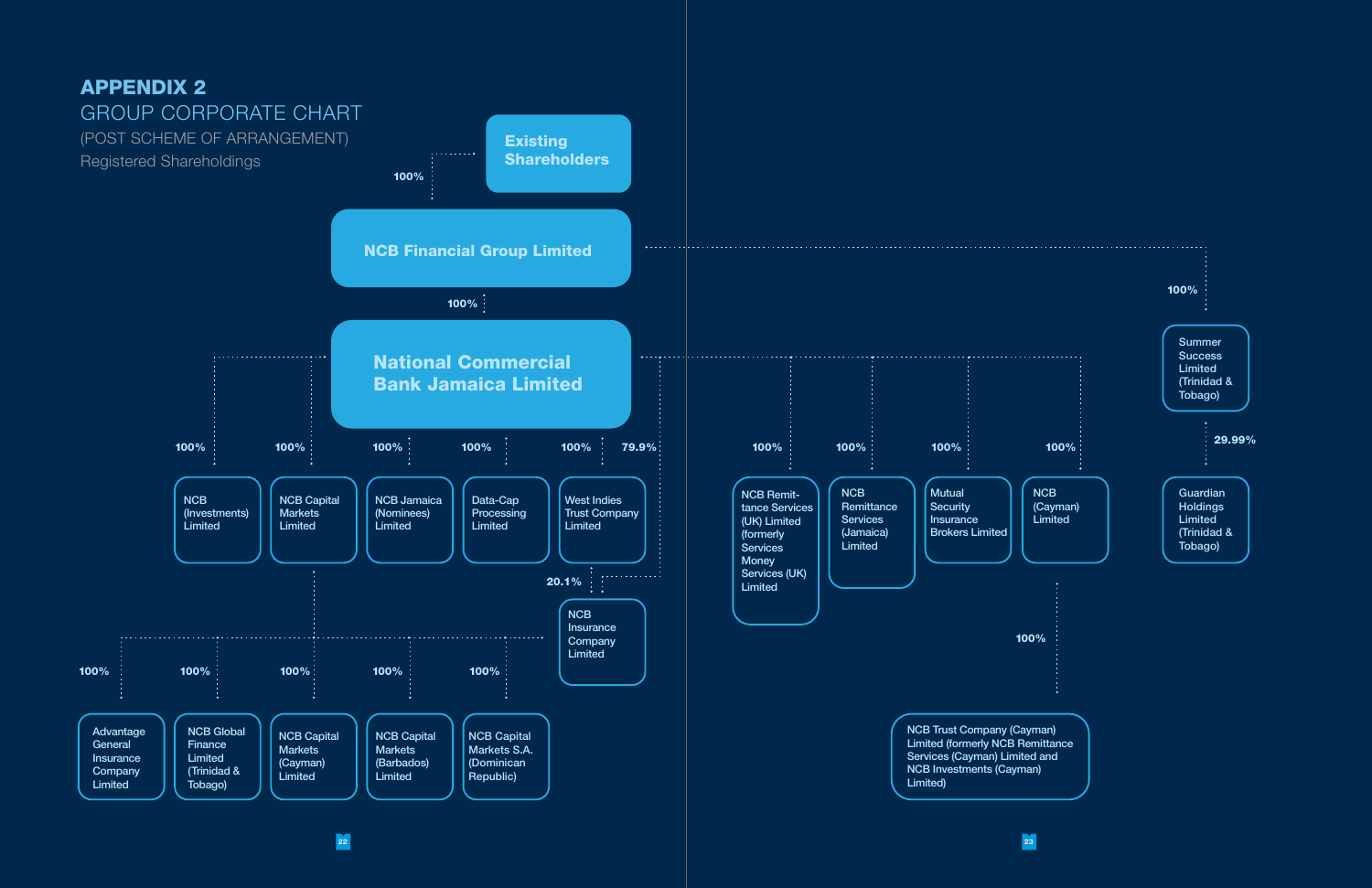# APPENDIX 2

## GROUP CORPORATE CHART

(POST SCHEME OF ARRANGEMENT)

Registered Shareholdings

- **Existing Shareholders**
  - 100% — **NCB Financial Group Limited**
    - 100% — **National Commercial Bank Jamaica Limited**
      - 100% — NCB (Investments) Limited
      - 100% — NCB Capital Markets Limited
        - 100% — Advantage General Insurance Company Limited
        - 100% — NCB Global Finance Limited (Trinidad & Tobago)
        - 100% — NCB Capital Markets (Cayman) Limited
        - 100% — NCB Capital Markets (Barbados) Limited
        - 100% — NCB Capital Markets S.A. (Dominican Republic)
      - 100% — NCB Jamaica (Nominees) Limited
      - 100% — Data-Cap Processing Limited
      - 100% — West Indies Trust Company Limited
        - 20.1% — NCB Insurance Company Limited
      - 79.9% — NCB Insurance Company Limited
      - 100% — NCB Remittance Services (UK) Limited (formerly Services Money Services (UK) Limited
      - 100% — NCB Remittance Services (Jamaica) Limited
      - 100% — Mutual Security Insurance Brokers Limited
      - 100% — NCB (Cayman) Limited
        - 100% — NCB Trust Company (Cayman) Limited (formerly NCB Remittance Services (Cayman) Limited and NCB Investments (Cayman) Limited)
    - 100% — Summer Success Limited (Trinidad & Tobago)
      - 29.99% — Guardian Holdings Limited (Trinidad & Tobago)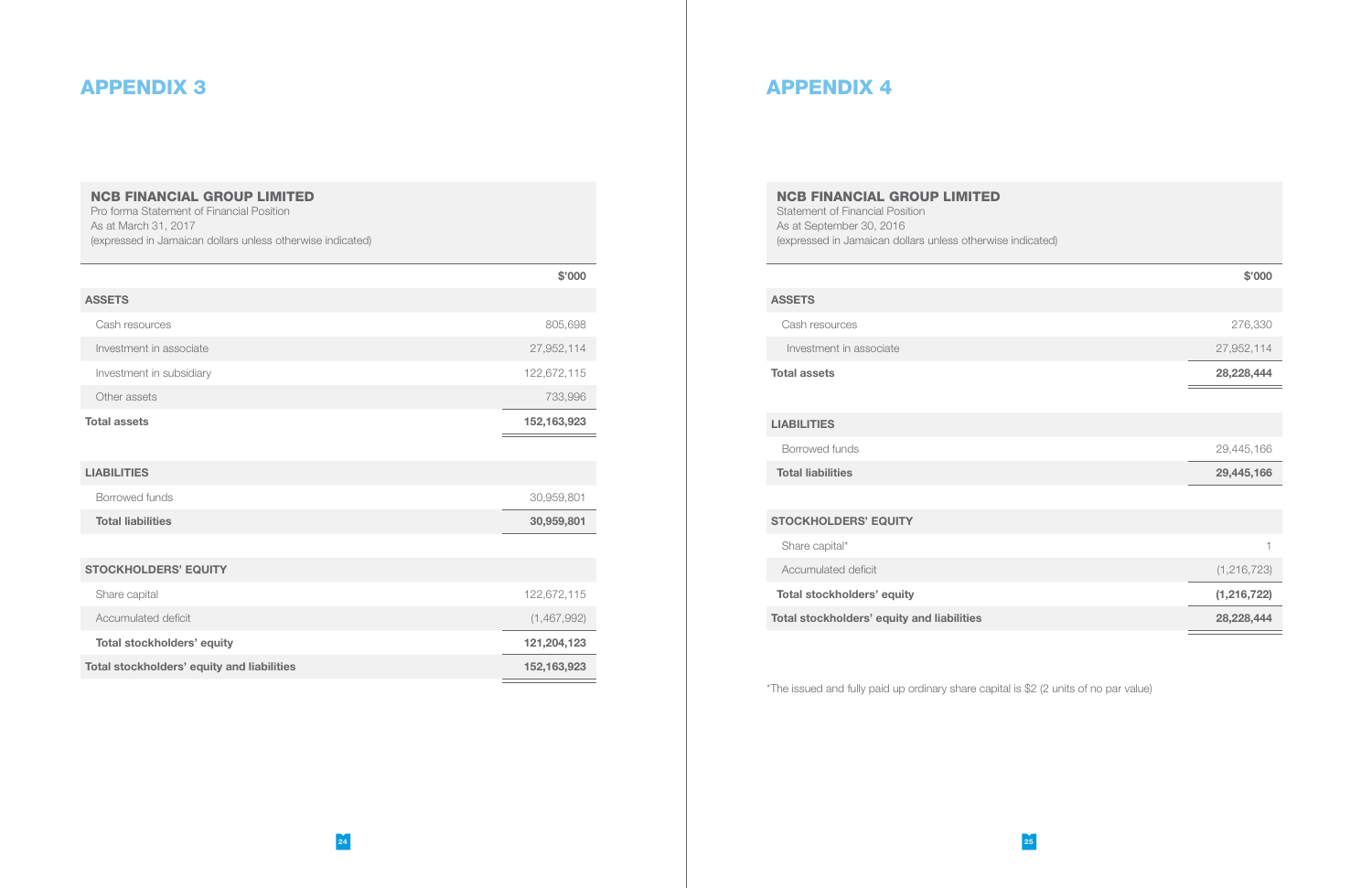# APPENDIX 3

**NCB FINANCIAL GROUP LIMITED**
Pro forma Statement of Financial Position
As at March 31, 2017
(expressed in Jamaican dollars unless otherwise indicated)

| | $'000 |
|---|---|
| **ASSETS** | |
| Cash resources | 805,698 |
| Investment in associate | 27,952,114 |
| Investment in subsidiary | 122,672,115 |
| Other assets | 733,996 |
| **Total assets** | **152,163,923** |
| | |
| **LIABILITIES** | |
| Borrowed funds | 30,959,801 |
| **Total liabilities** | **30,959,801** |
| | |
| **STOCKHOLDERS' EQUITY** | |
| Share capital | 122,672,115 |
| Accumulated deficit | (1,467,992) |
| **Total stockholders' equity** | **121,204,123** |
| **Total stockholders' equity and liabilities** | **152,163,923** |

# APPENDIX 4

**NCB FINANCIAL GROUP LIMITED**
Statement of Financial Position
As at September 30, 2016
(expressed in Jamaican dollars unless otherwise indicated)

| | $'000 |
|---|---|
| **ASSETS** | |
| Cash resources | 276,330 |
| Investment in associate | 27,952,114 |
| **Total assets** | **28,228,444** |
| | |
| **LIABILITIES** | |
| Borrowed funds | 29,445,166 |
| **Total liabilities** | **29,445,166** |
| | |
| **STOCKHOLDERS' EQUITY** | |
| Share capital* | 1 |
| Accumulated deficit | (1,216,723) |
| **Total stockholders' equity** | **(1,216,722)** |
| **Total stockholders' equity and liabilities** | **28,228,444** |

*The issued and fully paid up ordinary share capital is $2 (2 units of no par value)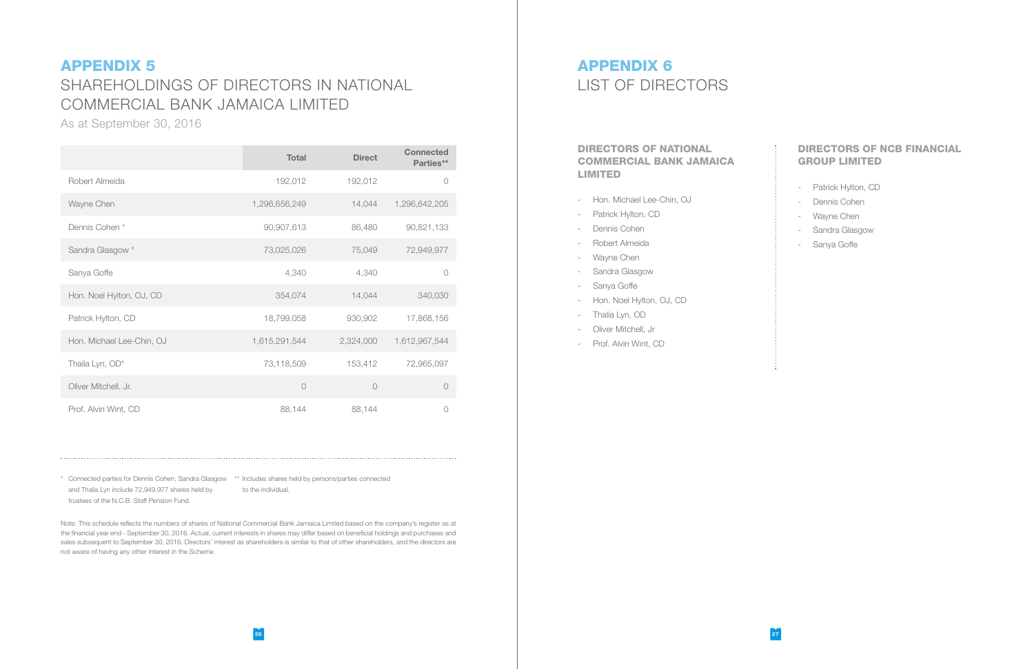# APPENDIX 5

## SHAREHOLDINGS OF DIRECTORS IN NATIONAL COMMERCIAL BANK JAMAICA LIMITED

As at September 30, 2016

| | Total | Direct | Connected Parties** |
|---|---|---|---|
| Robert Almeida | 192,012 | 192,012 | 0 |
| Wayne Chen | 1,296,656,249 | 14,044 | 1,296,642,205 |
| Dennis Cohen * | 90,907,613 | 86,480 | 90,821,133 |
| Sandra Glasgow * | 73,025,026 | 75,049 | 72,949,977 |
| Sanya Goffe | 4,340 | 4,340 | 0 |
| Hon. Noel Hylton, OJ, CD | 354,074 | 14,044 | 340,030 |
| Patrick Hylton, CD | 18,799,058 | 930,902 | 17,868,156 |
| Hon. Michael Lee-Chin, OJ | 1,615,291,544 | 2,324,000 | 1,612,967,544 |
| Thalia Lyn, OD* | 73,118,509 | 153,412 | 72,965,097 |
| Oliver Mitchell, Jr. | 0 | 0 | 0 |
| Prof. Alvin Wint, CD | 88,144 | 88,144 | 0 |

\* Connected parties for Dennis Cohen, Sandra Glasgow and Thalia Lyn include 72,949,977 shares held by trustees of the N.C.B. Staff Pension Fund.

** Includes shares held by persons/parties connected to the individual.

Note: This schedule reflects the numbers of shares of National Commercial Bank Jamaica Limited based on the company's register as at the financial year end - September 30, 2016. Actual, current interests in shares may differ based on beneficial holdings and purchases and sales subsequent to September 30, 2016. Directors' interest as shareholders is similar to that of other shareholders, and the directors are not aware of having any other interest in the Scheme.

# APPENDIX 6

## LIST OF DIRECTORS

### DIRECTORS OF NATIONAL COMMERCIAL BANK JAMAICA LIMITED

- Hon. Michael Lee-Chin, OJ
- Patrick Hylton, CD
- Dennis Cohen
- Robert Almeida
- Wayne Chen
- Sandra Glasgow
- Sanya Goffe
- Hon. Noel Hylton, OJ, CD
- Thalia Lyn, OD
- Oliver Mitchell, Jr
- Prof. Alvin Wint, CD

### DIRECTORS OF NCB FINANCIAL GROUP LIMITED

- Patrick Hylton, CD
- Dennis Cohen
- Wayne Chen
- Sandra Glasgow
- Sanya Goffe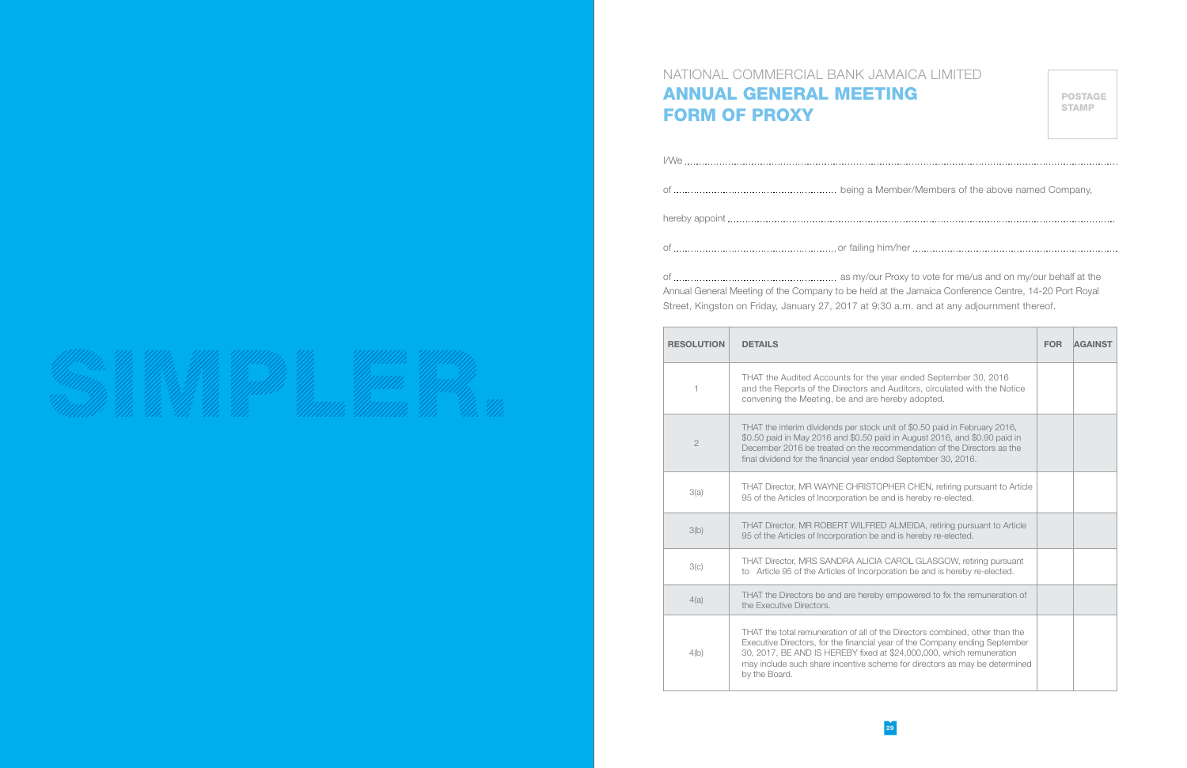NATIONAL COMMERCIAL BANK JAMAICA LIMITED

# ANNUAL GENERAL MEETING FORM OF PROXY

POSTAGE STAMP

I/We ..............................................................................................................................................

of ........................................................ being a Member/Members of the above named Company,

hereby appoint ..............................................................................................................................

of ........................................................ or failing him/her ........................................................

of ........................................................ as my/our Proxy to vote for me/us and on my/our behalf at the Annual General Meeting of the Company to be held at the Jamaica Conference Centre, 14-20 Port Royal Street, Kingston on Friday, January 27, 2017 at 9:30 a.m. and at any adjournment thereof.

| RESOLUTION | DETAILS | FOR | AGAINST |
|---|---|---|---|
| 1 | THAT the Audited Accounts for the year ended September 30, 2016 and the Reports of the Directors and Auditors, circulated with the Notice convening the Meeting, be and are hereby adopted. | | |
| 2 | THAT the interim dividends per stock unit of $0.50 paid in February 2016, $0.50 paid in May 2016 and $0.50 paid in August 2016, and $0.90 paid in December 2016 be treated on the recommendation of the Directors as the final dividend for the financial year ended September 30, 2016. | | |
| 3(a) | THAT Director, MR WAYNE CHRISTOPHER CHEN, retiring pursuant to Article 95 of the Articles of Incorporation be and is hereby re-elected. | | |
| 3(b) | THAT Director, MR ROBERT WILFRED ALMEIDA, retiring pursuant to Article 95 of the Articles of Incorporation be and is hereby re-elected. | | |
| 3(c) | THAT Director, MRS SANDRA ALICIA CAROL GLASGOW, retiring pursuant to Article 95 of the Articles of Incorporation be and is hereby re-elected. | | |
| 4(a) | THAT the Directors be and are hereby empowered to fix the remuneration of the Executive Directors. | | |
| 4(b) | THAT the total remuneration of all of the Directors combined, other than the Executive Directors, for the financial year of the Company ending September 30, 2017, BE AND IS HEREBY fixed at $24,000,000, which remuneration may include such share incentive scheme for directors as may be determined by the Board. | | |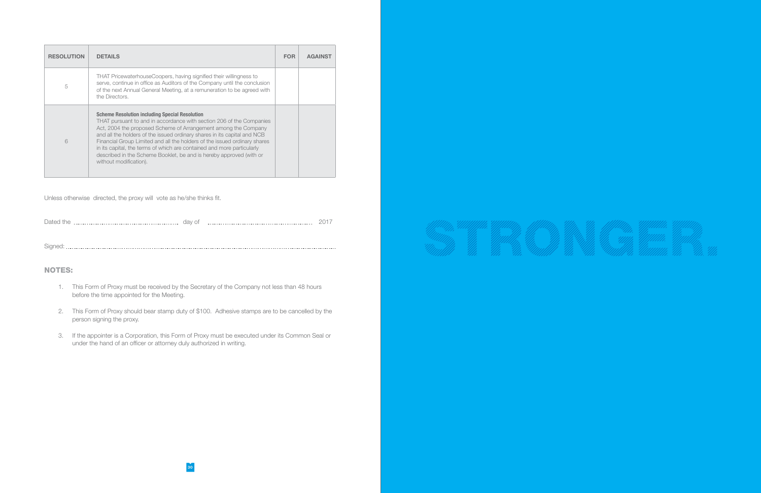| RESOLUTION | DETAILS | FOR | AGAINST |
|---|---|---|---|
| 5 | THAT PricewaterhouseCoopers, having signified their willingness to serve, continue in office as Auditors of the Company until the conclusion of the next Annual General Meeting, at a remuneration to be agreed with the Directors. | | |
| 6 | **Scheme Resolution including Special Resolution** THAT pursuant to and in accordance with section 206 of the Companies Act, 2004 the proposed Scheme of Arrangement among the Company and all the holders of the issued ordinary shares in its capital and NCB Financial Group Limited and all the holders of the issued ordinary shares in its capital, the terms of which are contained and more particularly described in the Scheme Booklet, be and is hereby approved (with or without modification). | | |

Unless otherwise directed, the proxy will vote as he/she thinks fit.

Dated the ................................................ day of ................................................ 2017

Signed: ..........................................................................................................................

## NOTES:

1. This Form of Proxy must be received by the Secretary of the Company not less than 48 hours before the time appointed for the Meeting.
2. This Form of Proxy should bear stamp duty of $100. Adhesive stamps are to be cancelled by the person signing the proxy.
3. If the appointer is a Corporation, this Form of Proxy must be executed under its Common Seal or under the hand of an officer or attorney duly authorized in writing.

STRONGER.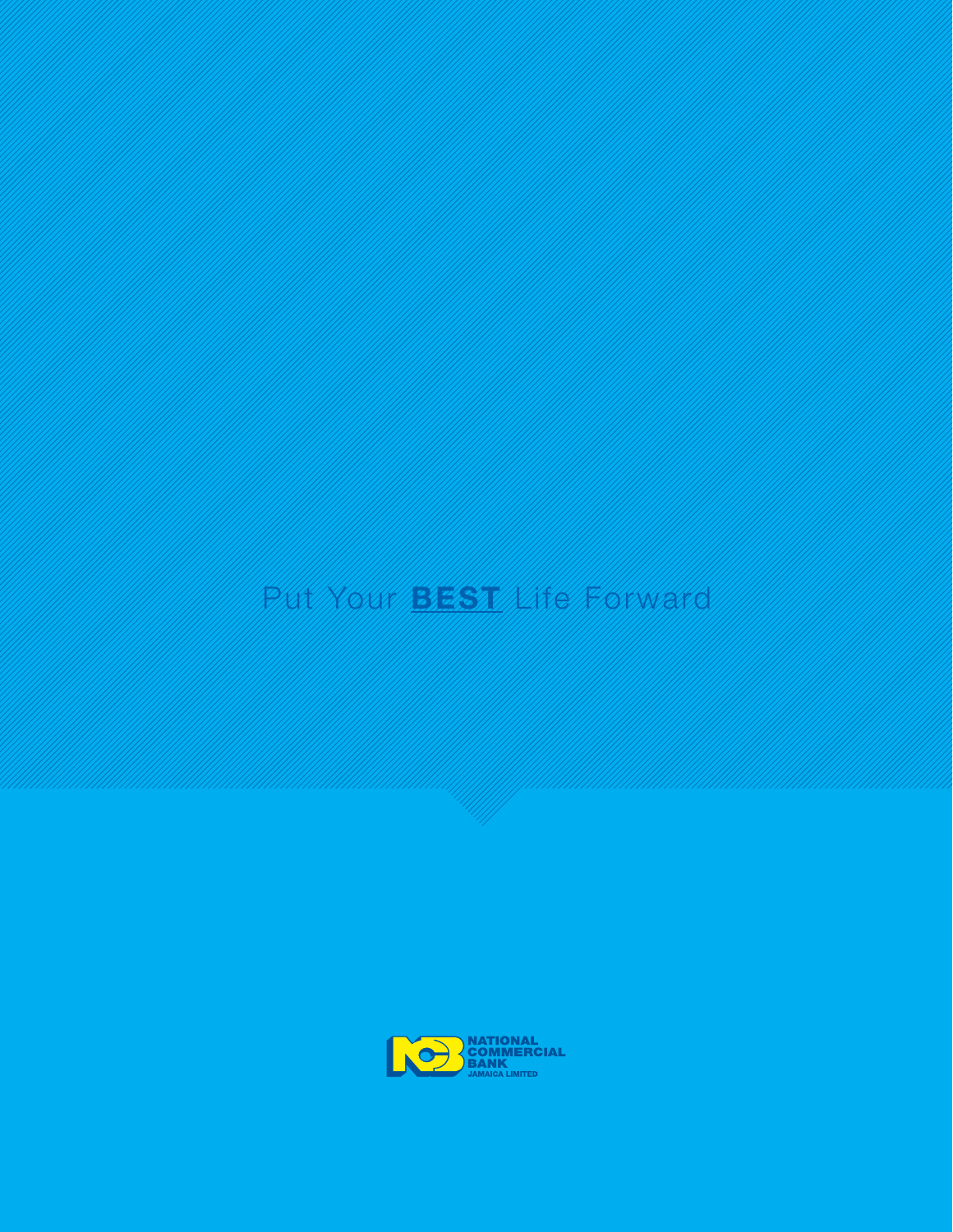Put Your **BEST** Life Forward

NATIONAL COMMERCIAL BANK JAMAICA LIMITED